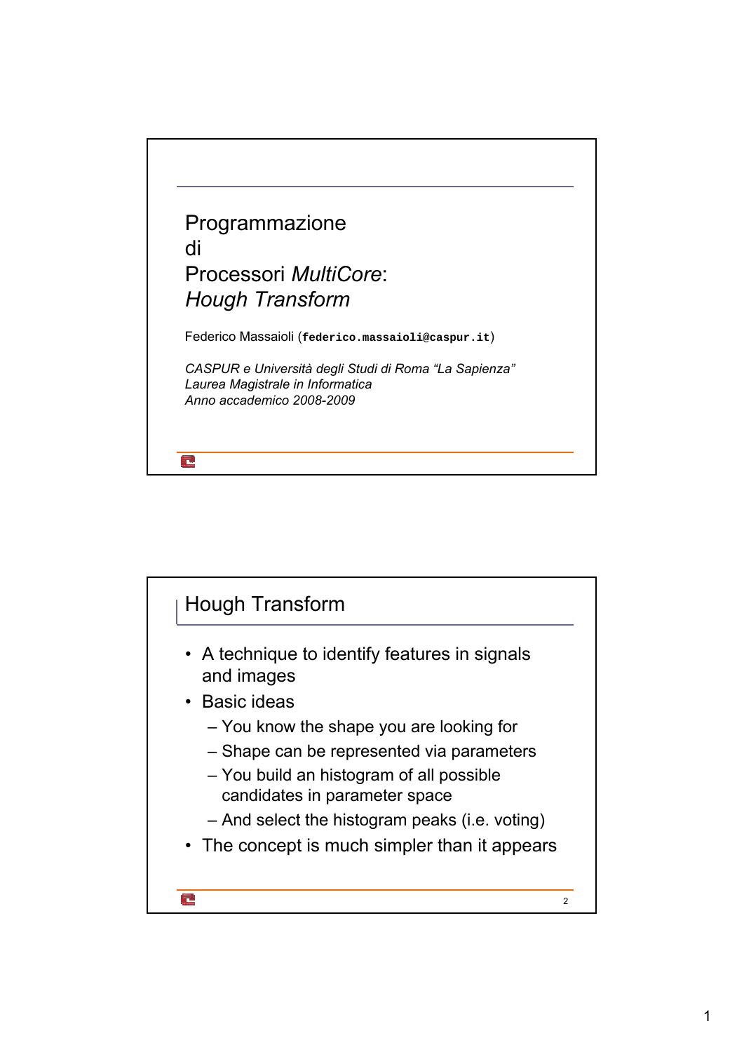# Programmazione di Processori *MultiCore*: *Hough Transform*

Federico Massaioli (`federico.massaioli@caspur.it`)

*CASPUR e Università degli Studi di Roma "La Sapienza"*
*Laurea Magistrale in Informatica*
*Anno accademico 2008-2009*

## Hough Transform

- A technique to identify features in signals and images
- Basic ideas
  - You know the shape you are looking for
  - Shape can be represented via parameters
  - You build an histogram of all possible candidates in parameter space
  - And select the histogram peaks (i.e. voting)
- The concept is much simpler than it appears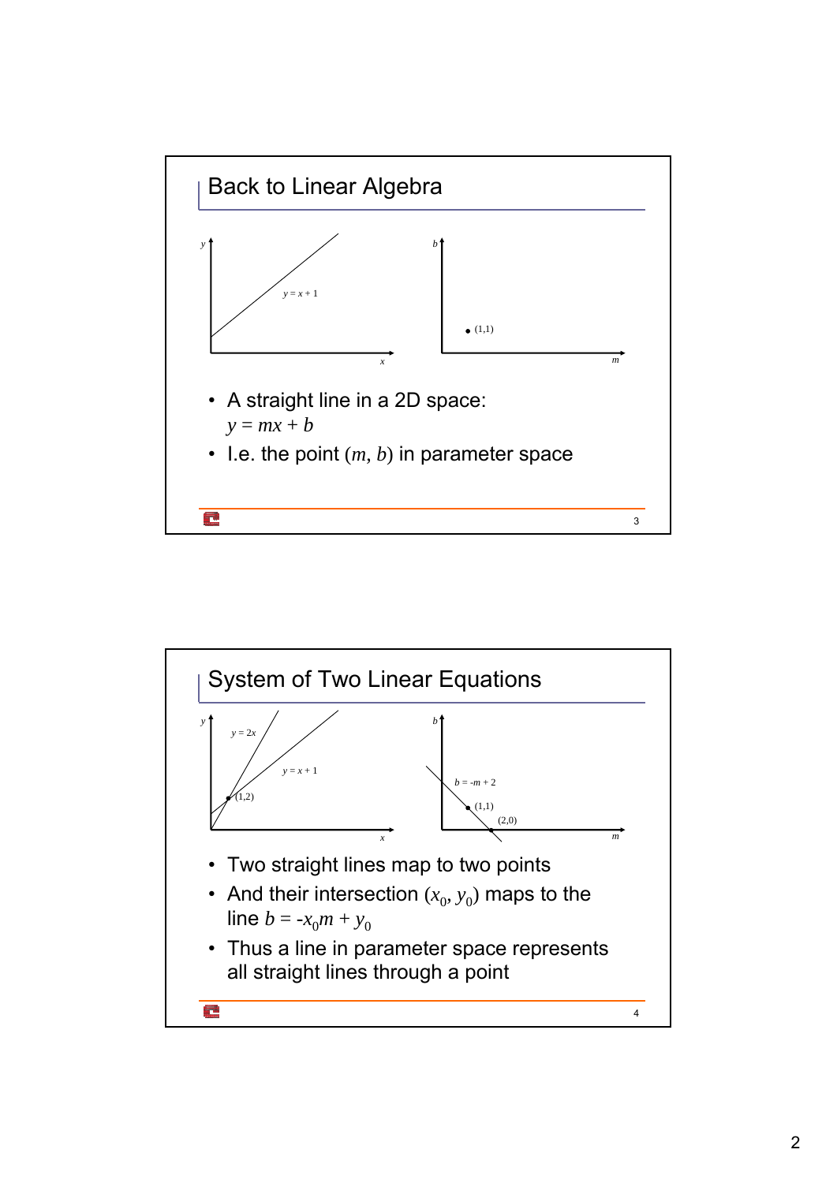## Back to Linear Algebra

- A straight line in a 2D space: $y = mx + b$
- I.e. the point $(m, b)$ in parameter space

## System of Two Linear Equations

- Two straight lines map to two points
- And their intersection $(x_0, y_0)$ maps to the line $b = -x_0m + y_0$
- Thus a line in parameter space represents all straight lines through a point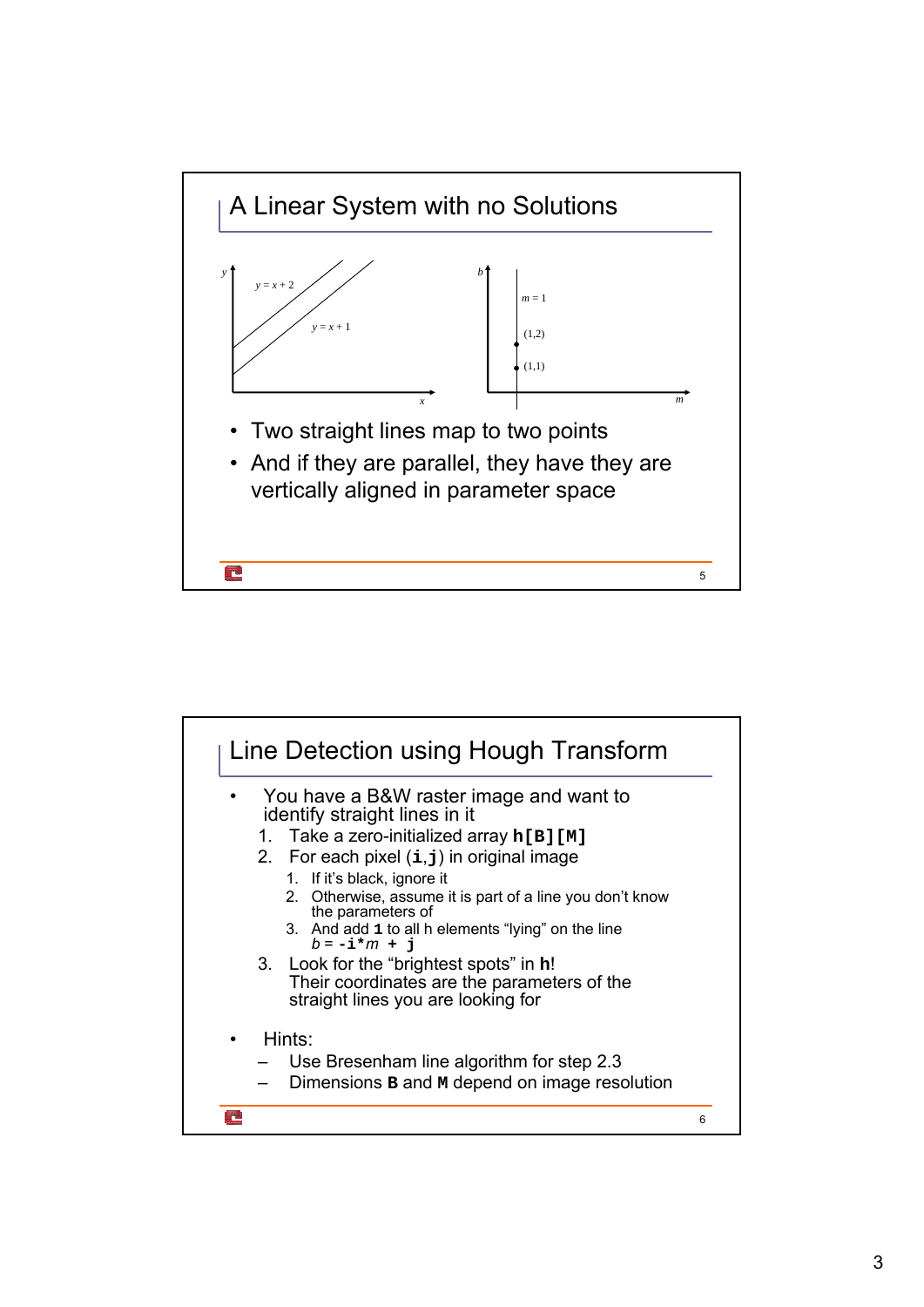## A Linear System with no Solutions

- Two straight lines map to two points
- And if they are parallel, they have they are vertically aligned in parameter space

## Line Detection using Hough Transform

- You have a B&W raster image and want to identify straight lines in it
  1. Take a zero-initialized array **`h[B][M]`**
  2. For each pixel (**`i`**,**`j`**) in original image
     1. If it's black, ignore it
     2. Otherwise, assume it is part of a line you don't know the parameters of
     3. And add **`1`** to all h elements "lying" on the line $b$ = **`-i*`**$m$ **`+ j`**
  3. Look for the "brightest spots" in **h**! Their coordinates are the parameters of the straight lines you are looking for

- Hints:
  - Use Bresenham line algorithm for step 2.3
  - Dimensions **`B`** and **`M`** depend on image resolution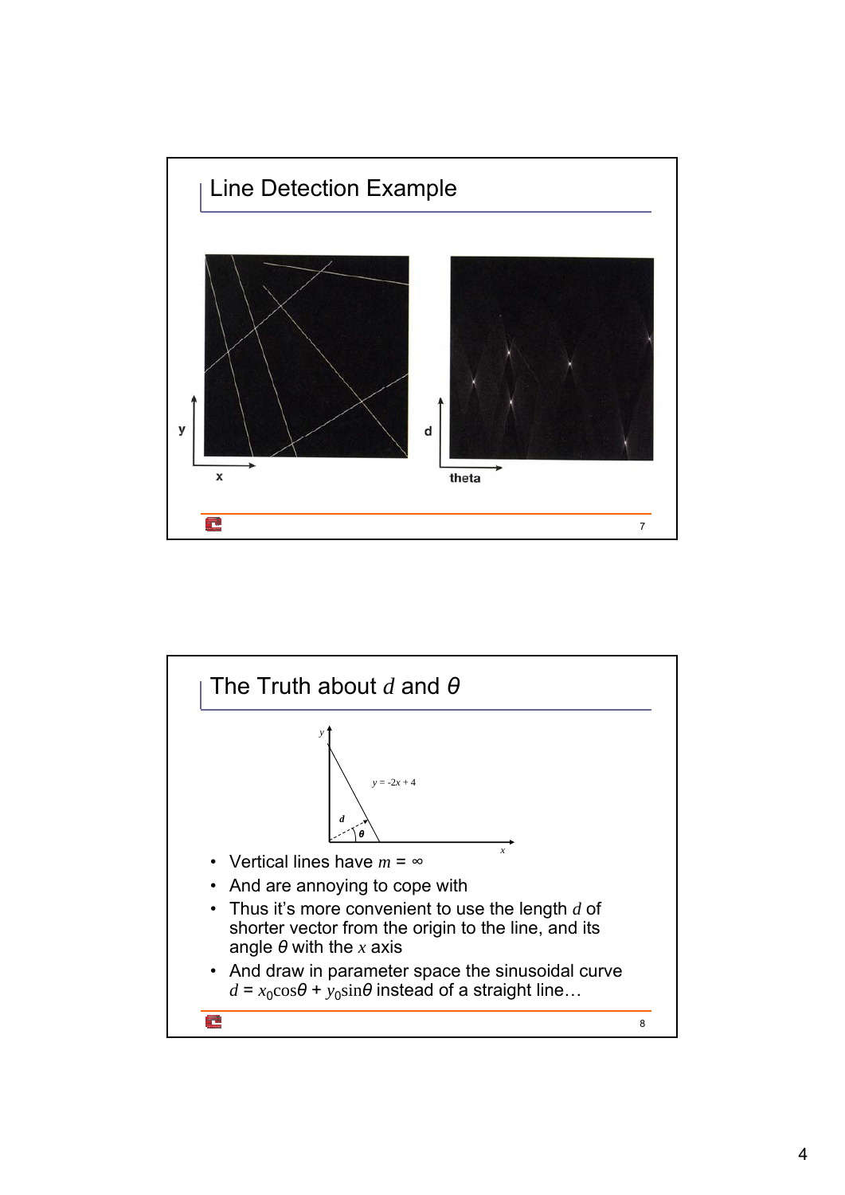## Line Detection Example

## The Truth about $d$ and $\theta$

- Vertical lines have $m = \infty$
- And are annoying to cope with
- Thus it's more convenient to use the length $d$ of shorter vector from the origin to the line, and its angle $\theta$ with the $x$ axis
- And draw in parameter space the sinusoidal curve $d = x_0\cos\theta + y_0\sin\theta$ instead of a straight line…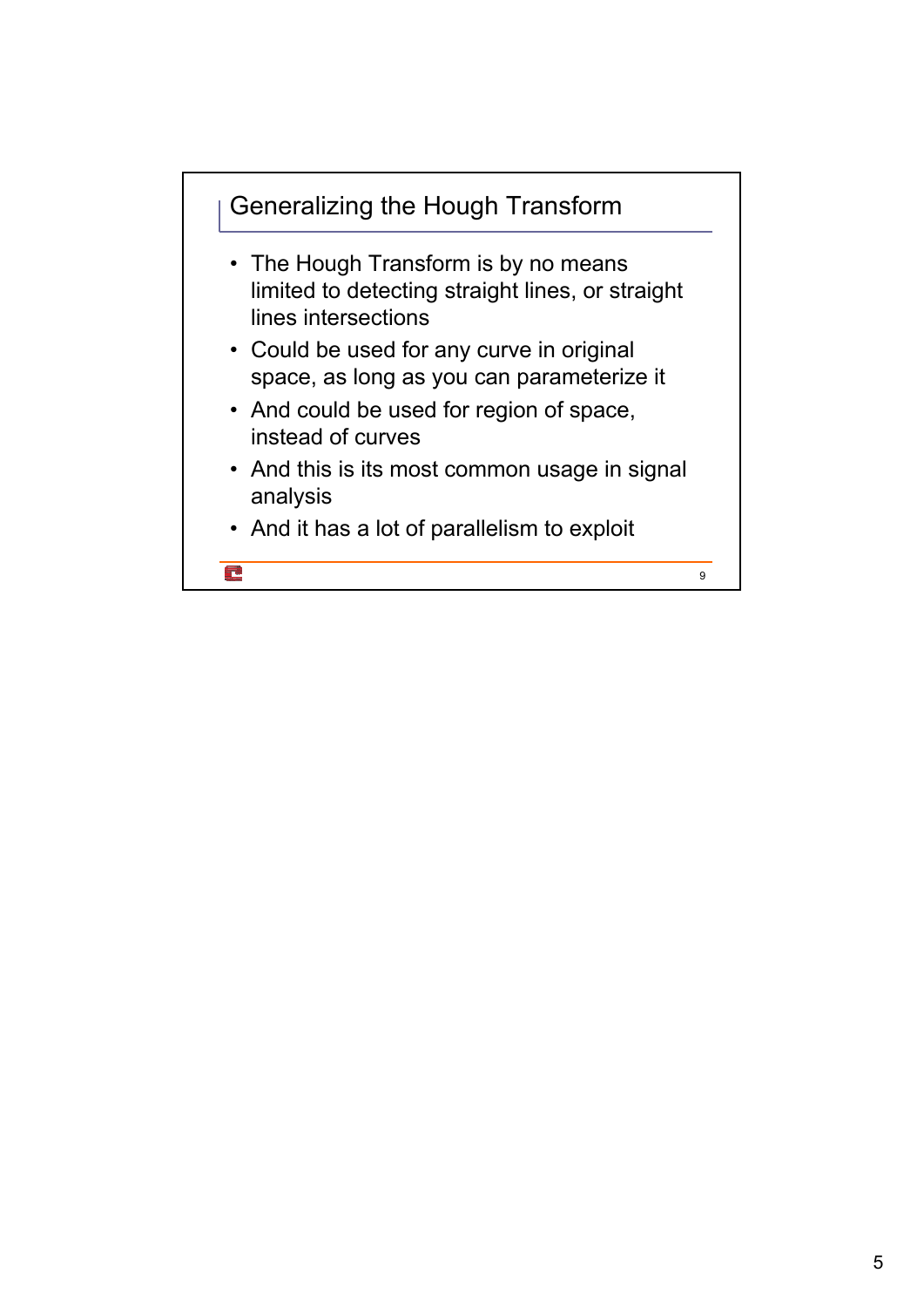## Generalizing the Hough Transform

- The Hough Transform is by no means limited to detecting straight lines, or straight lines intersections
- Could be used for any curve in original space, as long as you can parameterize it
- And could be used for region of space, instead of curves
- And this is its most common usage in signal analysis
- And it has a lot of parallelism to exploit